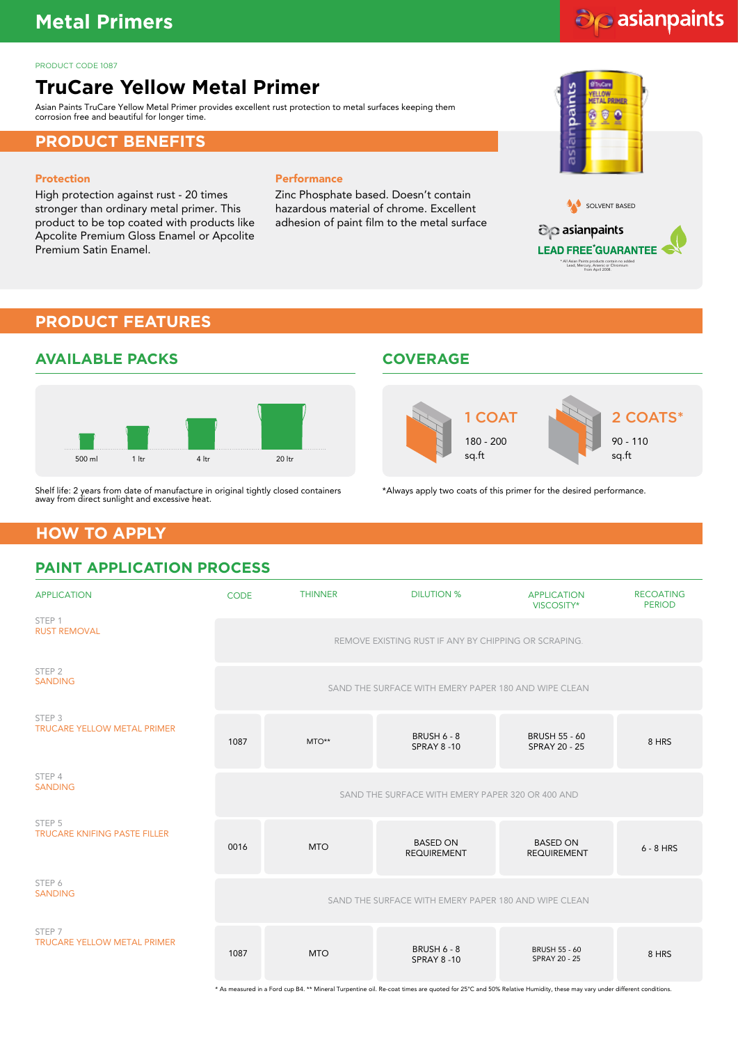# Metal Primers

PRODUCT CODE 1087

## TruCare Yellow Metal Primer

Asian Paints TruCare Yellow Metal Primer provides excellent rust protection to metal surfaces keeping them corrosion free and beautiful for longer time.

## PRODUCT BENEFITS

### Protection

High protection against rust - 20 times stronger than ordinary metal primer. This product to be top coated with products like Apcolite Premium Gloss Enamel or Apcolite Premium Satin Enamel.

### Performance

Zinc Phosphate based. Doesn't contain hazardous material of chrome. Excellent adhesion of paint film to the metal surface

SOLVENT BASED

asianpaints LEAD FREE*GUARANTEE

* All Asian Paints products contain no added Lead, Mercury, Arsenic or Chromium from April 2008.

## PRODUCT FEATURES

### AVAILABLE PACKS

500 ml | 1 ltr | 4 ltr | 20 ltr

Shelf life: 2 years from date of manufacture in original tightly closed containers away from direct sunlight and excessive heat.

### COVERAGE

| 1 COAT | 2 COATS* |
|---|---|
| 180 - 200 sq.ft | 90 - 110 sq.ft |

*Always apply two coats of this primer for the desired performance.

## HOW TO APPLY

### PAINT APPLICATION PROCESS

| APPLICATION | CODE | THINNER | DILUTION % | APPLICATION VISCOSITY* | RECOATING PERIOD |
|---|---|---|---|---|---|
| STEP 1 RUST REMOVAL | REMOVE EXISTING RUST IF ANY BY CHIPPING OR SCRAPING. | | | | |
| STEP 2 SANDING | SAND THE SURFACE WITH EMERY PAPER 180 AND WIPE CLEAN | | | | |
| STEP 3 TRUCARE YELLOW METAL PRIMER | 1087 | MTO** | BRUSH 6 - 8<br>SPRAY 8 -10 | BRUSH 55 - 60<br>SPRAY 20 - 25 | 8 HRS |
| STEP 4 SANDING | SAND THE SURFACE WITH EMERY PAPER 320 OR 400 AND | | | | |
| STEP 5 TRUCARE KNIFING PASTE FILLER | 0016 | MTO | BASED ON REQUIREMENT | BASED ON REQUIREMENT | 6 - 8 HRS |
| STEP 6 SANDING | SAND THE SURFACE WITH EMERY PAPER 180 AND WIPE CLEAN | | | | |
| STEP 7 TRUCARE YELLOW METAL PRIMER | 1087 | MTO | BRUSH 6 - 8<br>SPRAY 8 -10 | BRUSH 55 - 60<br>SPRAY 20 - 25 | 8 HRS |

* As measured in a Ford cup B4. ** Mineral Turpentine oil. Re-coat times are quoted for 25°C and 50% Relative Humidity, these may vary under different conditions.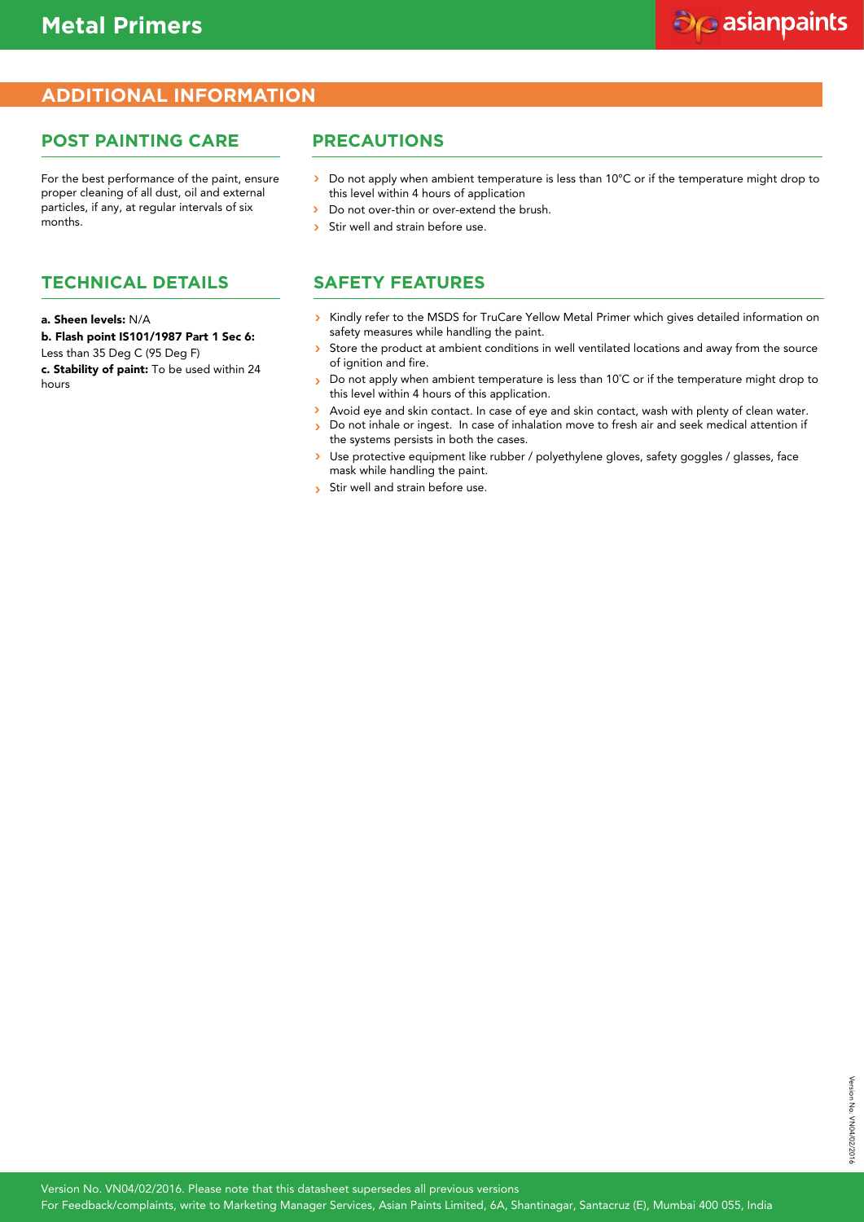# Metal Primers

## ADDITIONAL INFORMATION

### POST PAINTING CARE

For the best performance of the paint, ensure proper cleaning of all dust, oil and external particles, if any, at regular intervals of six months.

### PRECAUTIONS

- Do not apply when ambient temperature is less than 10°C or if the temperature might drop to this level within 4 hours of application
- Do not over-thin or over-extend the brush.
- Stir well and strain before use.

### TECHNICAL DETAILS

**a. Sheen levels:** N/A

**b. Flash point IS101/1987 Part 1 Sec 6:** Less than 35 Deg C (95 Deg F)

**c. Stability of paint:** To be used within 24 hours

### SAFETY FEATURES

- Kindly refer to the MSDS for TruCare Yellow Metal Primer which gives detailed information on safety measures while handling the paint.
- Store the product at ambient conditions in well ventilated locations and away from the source of ignition and fire.
- Do not apply when ambient temperature is less than 10˚C or if the temperature might drop to this level within 4 hours of this application.
- Avoid eye and skin contact. In case of eye and skin contact, wash with plenty of clean water.
- Do not inhale or ingest. In case of inhalation move to fresh air and seek medical attention if the systems persists in both the cases.
- Use protective equipment like rubber / polyethylene gloves, safety goggles / glasses, face mask while handling the paint.
- Stir well and strain before use.

Version No. VN04/02/2016. Please note that this datasheet supersedes all previous versions
For Feedback/complaints, write to Marketing Manager Services, Asian Paints Limited, 6A, Shantinagar, Santacruz (E), Mumbai 400 055, India